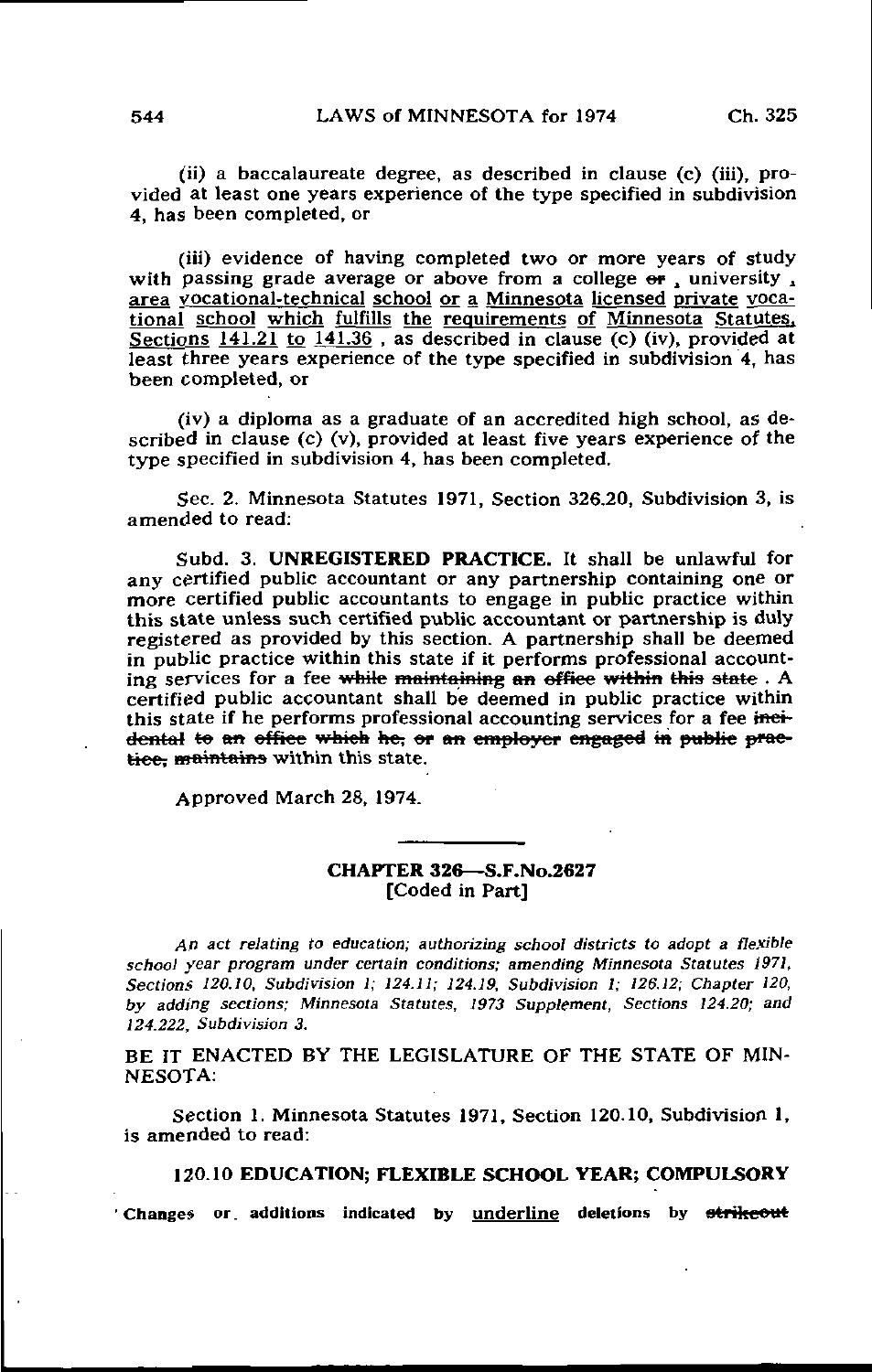(ii) a baccalaureate degree, as described in clause (c) (iii), provided at least one years experience of the type specified in subdivision 4, has been completed, or

(iii) evidence of having completed two or more years of study with passing grade average or above from a college ~~or~~ , university , <u>area vocational-technical school or a Minnesota licensed private vocational school which fulfills the requirements of Minnesota Statutes, Sections 141.21 to 141.36</u> , as described in clause (c) (iv), provided at least three years experience of the type specified in subdivision 4, has been completed, or

(iv) a diploma as a graduate of an accredited high school, as described in clause (c) (v), provided at least five years experience of the type specified in subdivision 4, has been completed.

Sec. 2. Minnesota Statutes 1971, Section 326.20, Subdivision 3, is amended to read:

Subd. 3. **UNREGISTERED PRACTICE.** It shall be unlawful for any certified public accountant or any partnership containing one or more certified public accountants to engage in public practice within this state unless such certified public accountant or partnership is duly registered as provided by this section. A partnership shall be deemed in public practice within this state if it performs professional accounting services for a fee ~~while maintaining an office within this state~~ . A certified public accountant shall be deemed in public practice within this state if he performs professional accounting services for a fee ~~incidental to an office which he, or an employer engaged in public practice, maintains~~ within this state.

Approved March 28, 1974.

## CHAPTER 326—S.F.No.2627
[Coded in Part]

*An act relating to education; authorizing school districts to adopt a flexible school year program under certain conditions; amending Minnesota Statutes 1971, Sections 120.10, Subdivision 1; 124.11; 124.19, Subdivision 1; 126.12; Chapter 120, by adding sections; Minnesota Statutes, 1973 Supplement, Sections 124.20; and 124.222, Subdivision 3.*

BE IT ENACTED BY THE LEGISLATURE OF THE STATE OF MINNESOTA:

Section 1. Minnesota Statutes 1971, Section 120.10, Subdivision 1, is amended to read:

120.10 EDUCATION; FLEXIBLE SCHOOL YEAR; COMPULSORY

Changes or additions indicated by <u>underline</u> deletions by ~~strikeout~~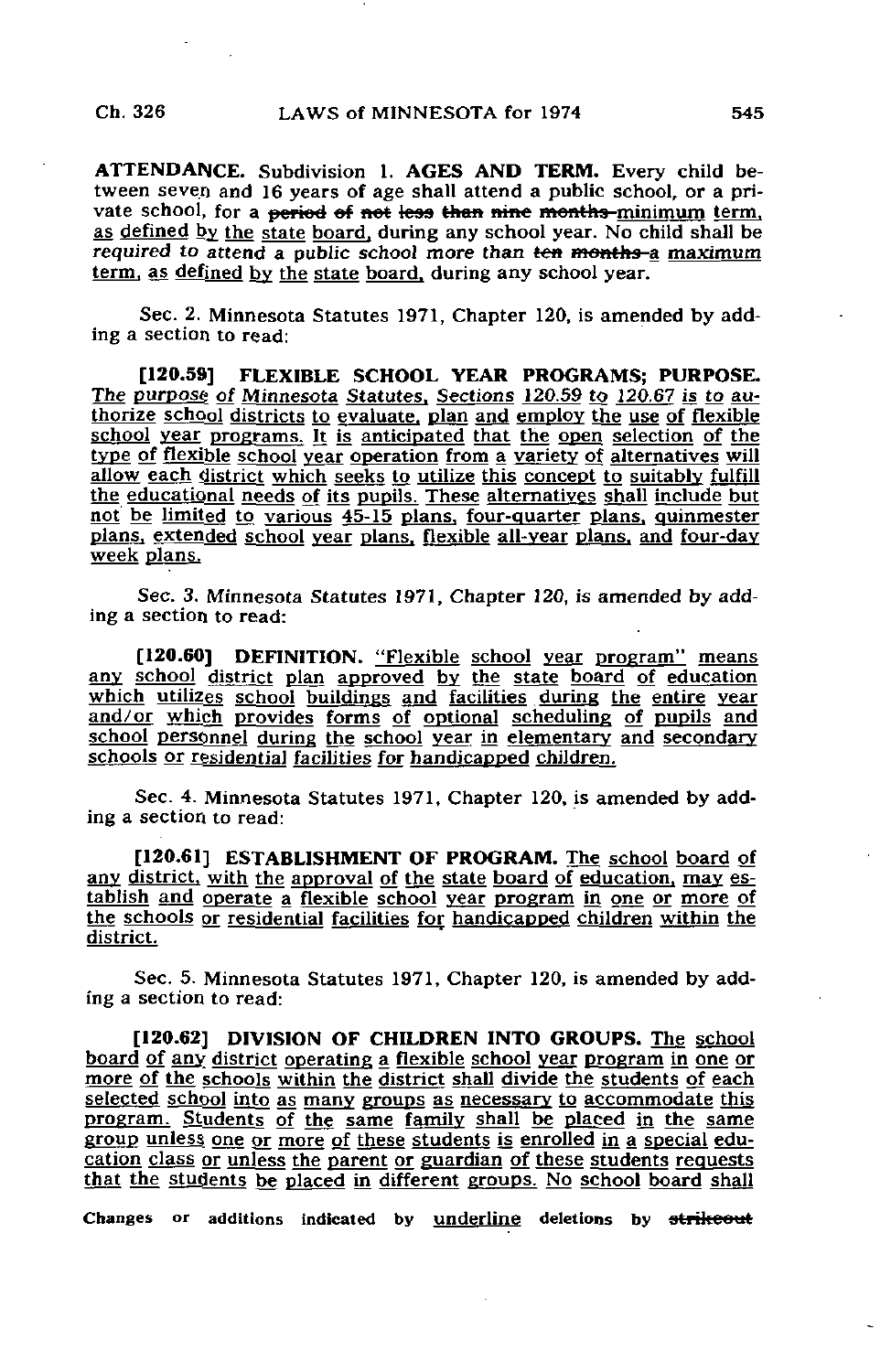ATTENDANCE. Subdivision 1. AGES AND TERM. Every child between seven and 16 years of age shall attend a public school, or a private school, for a ~~period of not less than nine months~~ minimum term, as defined by the state board, during any school year. No child shall be required to attend a public school more than ~~ten months~~ a maximum term, as defined by the state board, during any school year.

Sec. 2. Minnesota Statutes 1971, Chapter 120, is amended by adding a section to read:

**[120.59] FLEXIBLE SCHOOL YEAR PROGRAMS; PURPOSE.** The purpose of Minnesota Statutes, Sections 120.59 to 120.67 is to authorize school districts to evaluate, plan and employ the use of flexible school year programs. It is anticipated that the open selection of the type of flexible school year operation from a variety of alternatives will allow each district which seeks to utilize this concept to suitably fulfill the educational needs of its pupils. These alternatives shall include but not be limited to various 45-15 plans, four-quarter plans, quinmester plans, extended school year plans, flexible all-year plans, and four-day week plans.

Sec. 3. Minnesota Statutes 1971, Chapter 120, is amended by adding a section to read:

**[120.60] DEFINITION.** "Flexible school year program" means any school district plan approved by the state board of education which utilizes school buildings and facilities during the entire year and/or which provides forms of optional scheduling of pupils and school personnel during the school year in elementary and secondary schools or residential facilities for handicapped children.

Sec. 4. Minnesota Statutes 1971, Chapter 120, is amended by adding a section to read:

**[120.61] ESTABLISHMENT OF PROGRAM.** The school board of any district, with the approval of the state board of education, may establish and operate a flexible school year program in one or more of the schools or residential facilities for handicapped children within the district.

Sec. 5. Minnesota Statutes 1971, Chapter 120, is amended by adding a section to read:

**[120.62] DIVISION OF CHILDREN INTO GROUPS.** The school board of any district operating a flexible school year program in one or more of the schools within the district shall divide the students of each selected school into as many groups as necessary to accommodate this program. Students of the same family shall be placed in the same group unless one or more of these students is enrolled in a special education class or unless the parent or guardian of these students requests that the students be placed in different groups. No school board shall

Changes or additions indicated by underline deletions by ~~strikeout~~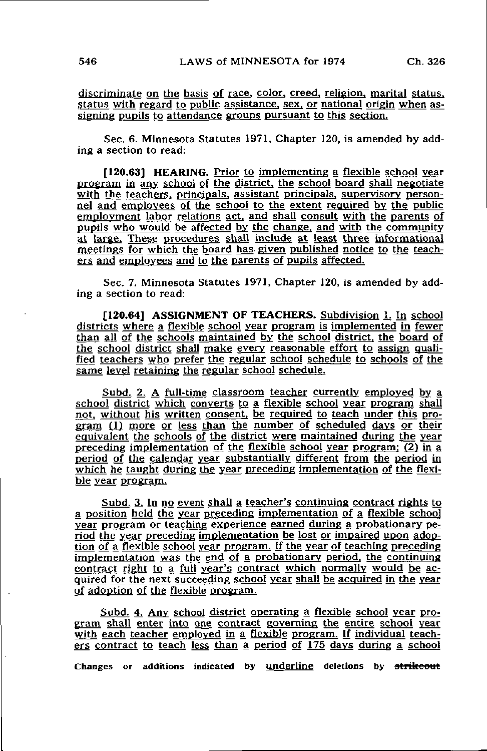discriminate on the basis of race, color, creed, religion, marital status, status with regard to public assistance, sex, or national origin when assigning pupils to attendance groups pursuant to this section.

Sec. 6. Minnesota Statutes 1971, Chapter 120, is amended by adding a section to read:

**[120.63] HEARING.** Prior to implementing a flexible school year program in any school of the district, the school board shall negotiate with the teachers, principals, assistant principals, supervisory personnel and employees of the school to the extent required by the public employment labor relations act, and shall consult with the parents of pupils who would be affected by the change, and with the community at large. These procedures shall include at least three informational meetings for which the board has given published notice to the teachers and employees and to the parents of pupils affected.

Sec. 7. Minnesota Statutes 1971, Chapter 120, is amended by adding a section to read:

**[120.64] ASSIGNMENT OF TEACHERS.** Subdivision 1. In school districts where a flexible school year program is implemented in fewer than all of the schools maintained by the school district, the board of the school district shall make every reasonable effort to assign qualified teachers who prefer the regular school schedule to schools of the same level retaining the regular school schedule.

Subd. 2. A full-time classroom teacher currently employed by a school district which converts to a flexible school year program shall not, without his written consent, be required to teach under this program (1) more or less than the number of scheduled days or their equivalent the schools of the district were maintained during the year preceding implementation of the flexible school year program; (2) in a period of the calendar year substantially different from the period in which he taught during the year preceding implementation of the flexible year program.

Subd. 3. In no event shall a teacher's continuing contract rights to a position held the year preceding implementation of a flexible school year program or teaching experience earned during a probationary period the year preceding implementation be lost or impaired upon adoption of a flexible school year program. If the year of teaching preceding implementation was the end of a probationary period, the continuing contract right to a full year's contract which normally would be acquired for the next succeeding school year shall be acquired in the year of adoption of the flexible program.

Subd. 4. Any school district operating a flexible school year program shall enter into one contract governing the entire school year with each teacher employed in a flexible program. If individual teachers contract to teach less than a period of 175 days during a school

Changes or additions indicated by underline deletions by ~~strikeout~~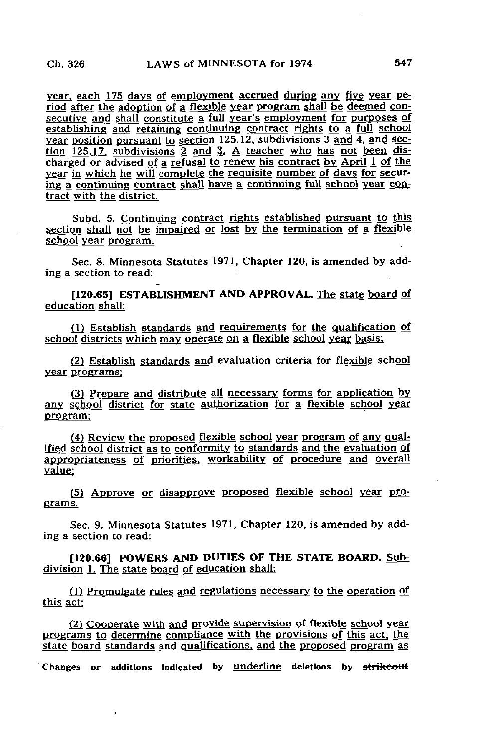year, each 175 days of employment accrued during any five year period after the adoption of a flexible year program shall be deemed consecutive and shall constitute a full year's employment for purposes of establishing and retaining continuing contract rights to a full school year position pursuant to section 125.12, subdivisions 3 and 4, and section 125.17, subdivisions 2 and 3. A teacher who has not been discharged or advised of a refusal to renew his contract by April 1 of the year in which he will complete the requisite number of days for securing a continuing contract shall have a continuing full school year contract with the district.

Subd. 5. Continuing contract rights established pursuant to this section shall not be impaired or lost by the termination of a flexible school year program.

Sec. 8. Minnesota Statutes 1971, Chapter 120, is amended by adding a section to read:

**[120.65] ESTABLISHMENT AND APPROVAL.** The state board of education shall:

(1) Establish standards and requirements for the qualification of school districts which may operate on a flexible school year basis;

(2) Establish standards and evaluation criteria for flexible school year programs;

(3) Prepare and distribute all necessary forms for application by any school district for state authorization for a flexible school year program;

(4) Review the proposed flexible school year program of any qualified school district as to conformity to standards and the evaluation of appropriateness of priorities, workability of procedure and overall value;

(5) Approve or disapprove proposed flexible school year programs.

Sec. 9. Minnesota Statutes 1971, Chapter 120, is amended by adding a section to read:

**[120.66] POWERS AND DUTIES OF THE STATE BOARD.** Subdivision 1. The state board of education shall:

(1) Promulgate rules and regulations necessary to the operation of this act;

(2) Cooperate with and provide supervision of flexible school year programs to determine compliance with the provisions of this act, the state board standards and qualifications, and the proposed program as

Changes or additions indicated by underline deletions by ~~strikeout~~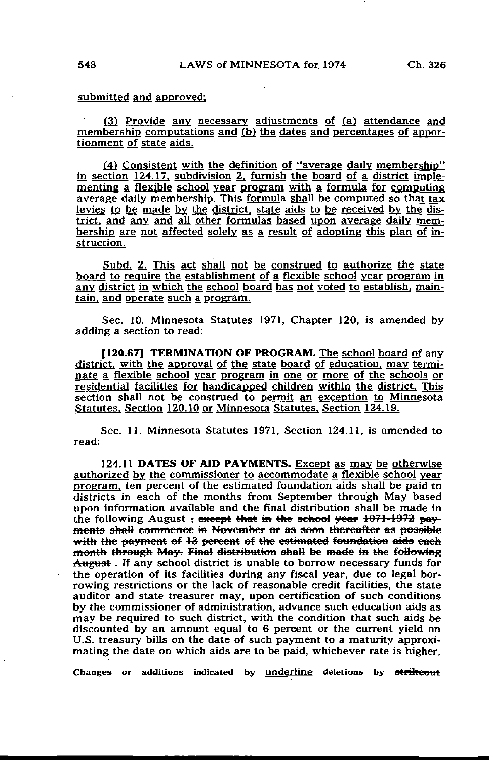submitted and approved;

(3) Provide any necessary adjustments of (a) attendance and membership computations and (b) the dates and percentages of apportionment of state aids.

(4) Consistent with the definition of "average daily membership" in section 124.17, subdivision 2, furnish the board of a district implementing a flexible school year program with a formula for computing average daily membership. This formula shall be computed so that tax levies to be made by the district, state aids to be received by the district, and any and all other formulas based upon average daily membership are not affected solely as a result of adopting this plan of instruction.

Subd. 2. This act shall not be construed to authorize the state board to require the establishment of a flexible school year program in any district in which the school board has not voted to establish, maintain, and operate such a program.

Sec. 10. Minnesota Statutes 1971, Chapter 120, is amended by adding a section to read:

**[120.67] TERMINATION OF PROGRAM.** The school board of any district, with the approval of the state board of education, may terminate a flexible school year program in one or more of the schools or residential facilities for handicapped children within the district. This section shall not be construed to permit an exception to Minnesota Statutes, Section 120.10 or Minnesota Statutes, Section 124.19.

Sec. 11. Minnesota Statutes 1971, Section 124.11, is amended to read:

124.11 **DATES OF AID PAYMENTS.** Except as may be otherwise authorized by the commissioner to accommodate a flexible school year program, ten percent of the estimated foundation aids shall be paid to districts in each of the months from September through May based upon information available and the final distribution shall be made in the following August ~~; except that in the school year 1971-1972 payments shall commence in November or as soon thereafter as possible with the payment of 13 percent of the estimated foundation aids each month through May. Final distribution shall be made in the following August~~ . If any school district is unable to borrow necessary funds for the operation of its facilities during any fiscal year, due to legal borrowing restrictions or the lack of reasonable credit facilities, the state auditor and state treasurer may, upon certification of such conditions by the commissioner of administration, advance such education aids as may be required to such district, with the condition that such aids be discounted by an amount equal to 6 percent or the current yield on U.S. treasury bills on the date of such payment to a maturity approximating the date on which aids are to be paid, whichever rate is higher,

Changes or additions indicated by underline deletions by ~~strikeout~~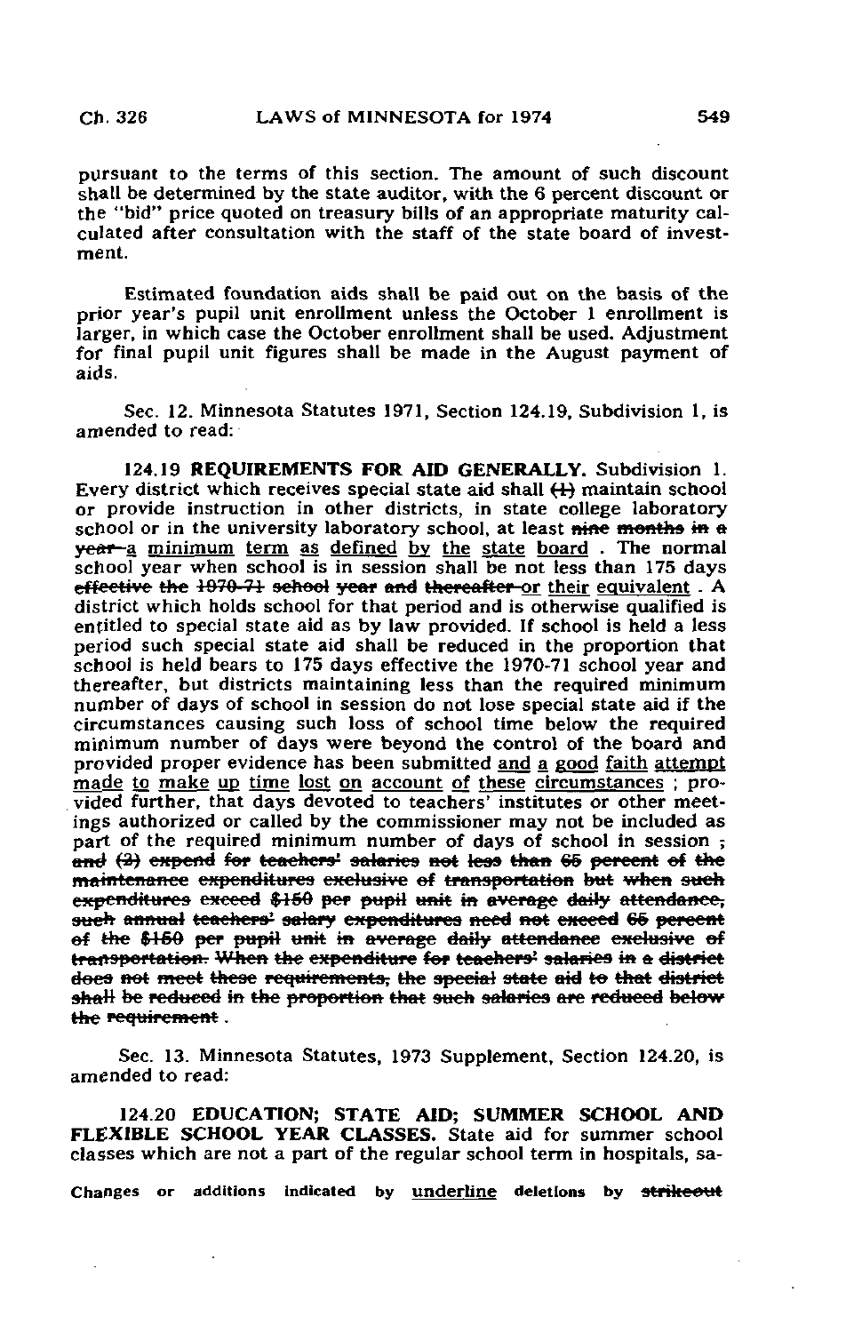pursuant to the terms of this section. The amount of such discount shall be determined by the state auditor, with the 6 percent discount or the "bid" price quoted on treasury bills of an appropriate maturity calculated after consultation with the staff of the state board of investment.

Estimated foundation aids shall be paid out on the basis of the prior year's pupil unit enrollment unless the October 1 enrollment is larger, in which case the October enrollment shall be used. Adjustment for final pupil unit figures shall be made in the August payment of aids.

Sec. 12. Minnesota Statutes 1971, Section 124.19, Subdivision 1, is amended to read:

**124.19 REQUIREMENTS FOR AID GENERALLY.** Subdivision 1. Every district which receives special state aid shall ~~(1)~~ maintain school or provide instruction in other districts, in state college laboratory school or in the university laboratory school, at least ~~nine months in a year~~ <u>a minimum term as defined by the state board</u> . The normal school year when school is in session shall be not less than 175 days ~~effective the 1970-71 school year and thereafter~~ <u>or their equivalent</u> . A district which holds school for that period and is otherwise qualified is entitled to special state aid as by law provided. If school is held a less period such special state aid shall be reduced in the proportion that school is held bears to 175 days effective the 1970-71 school year and thereafter, but districts maintaining less than the required minimum number of days of school in session do not lose special state aid if the circumstances causing such loss of school time below the required minimum number of days were beyond the control of the board and provided proper evidence has been submitted <u>and a good faith attempt made to make up time lost on account of these circumstances</u> ; provided further, that days devoted to teachers' institutes or other meetings authorized or called by the commissioner may not be included as part of the required minimum number of days of school in session ; ~~and (2) expend for teachers' salaries not less than 65 percent of the maintenance expenditures exclusive of transportation but when such expenditures exceed \$150 per pupil unit in average daily attendance, such annual teachers' salary expenditures need not exceed 65 percent of the \$150 per pupil unit in average daily attendance exclusive of transportation. When the expenditure for teachers' salaries in a district does not meet these requirements, the special state aid to that district shall be reduced in the proportion that such salaries are reduced below the requirement~~ .

Sec. 13. Minnesota Statutes, 1973 Supplement, Section 124.20, is amended to read:

**124.20 EDUCATION; STATE AID; SUMMER SCHOOL AND FLEXIBLE SCHOOL YEAR CLASSES.** State aid for summer school classes which are not a part of the regular school term in hospitals, sa-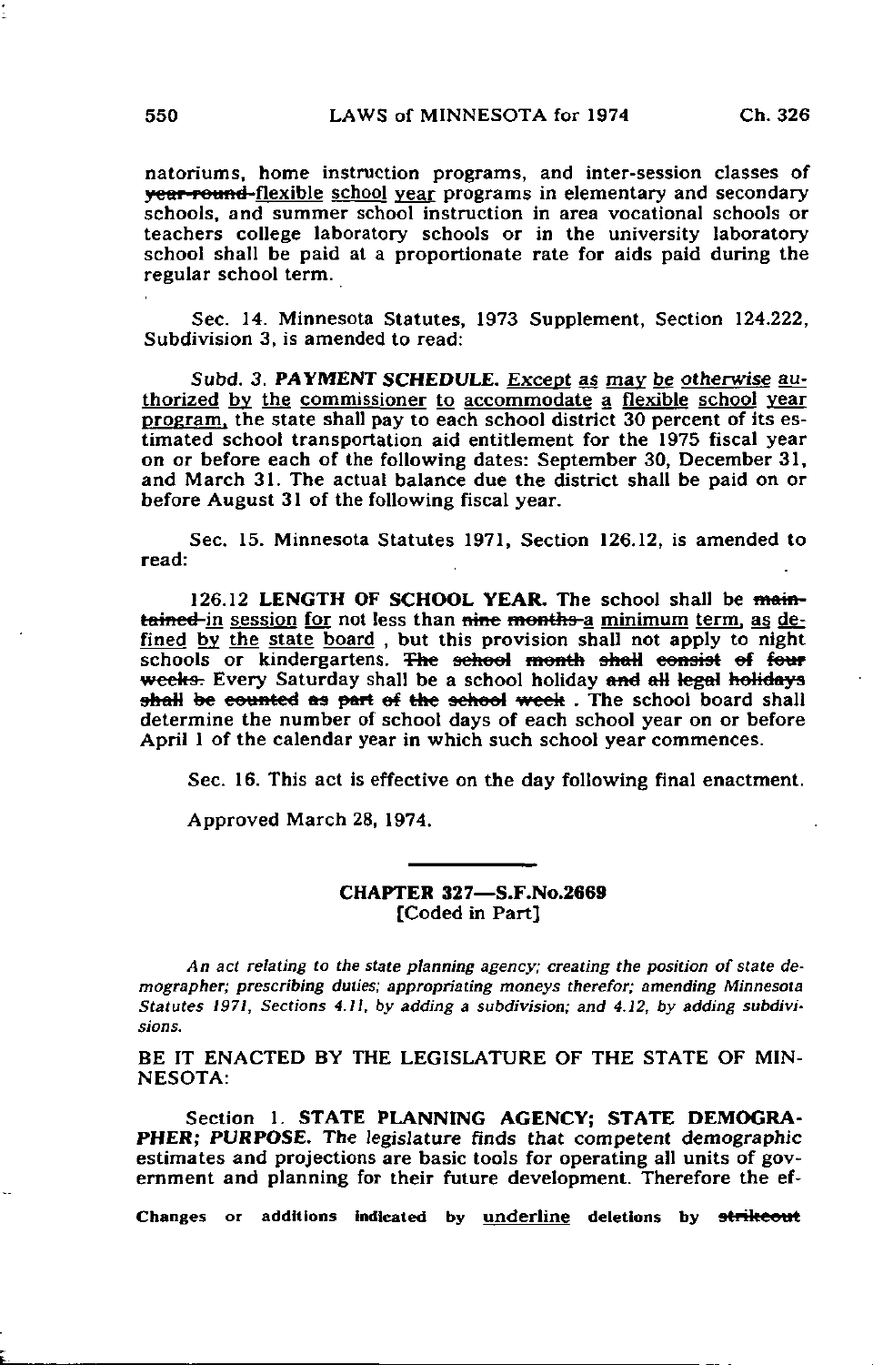natoriums, home instruction programs, and inter-session classes of ~~year-round~~ <u>flexible</u> <u>school</u> <u>year</u> programs in elementary and secondary schools, and summer school instruction in area vocational schools or teachers college laboratory schools or in the university laboratory school shall be paid at a proportionate rate for aids paid during the regular school term.

Sec. 14. Minnesota Statutes, 1973 Supplement, Section 124.222, Subdivision 3, is amended to read:

Subd. 3. **PAYMENT SCHEDULE.** <u>Except as may be otherwise authorized by the commissioner to accommodate a flexible school year program,</u> the state shall pay to each school district 30 percent of its estimated school transportation aid entitlement for the 1975 fiscal year on or before each of the following dates: September 30, December 31, and March 31. The actual balance due the district shall be paid on or before August 31 of the following fiscal year.

Sec. 15. Minnesota Statutes 1971, Section 126.12, is amended to read:

126.12 **LENGTH OF SCHOOL YEAR.** The school shall be ~~maintained~~ <u>in session</u> <u>for</u> not less than ~~nine months~~ <u>a minimum term, as defined by the state board</u> , but this provision shall not apply to night schools or kindergartens. ~~The school month shall consist of four weeks.~~ Every Saturday shall be a school holiday ~~and all legal holidays shall be counted as part of the school week~~ . The school board shall determine the number of school days of each school year on or before April 1 of the calendar year in which such school year commences.

Sec. 16. This act is effective on the day following final enactment.

Approved March 28, 1974.

---

## CHAPTER 327—S.F.No.2669
[Coded in Part]

*An act relating to the state planning agency; creating the position of state demographer; prescribing duties; appropriating moneys therefor; amending Minnesota Statutes 1971, Sections 4.11, by adding a subdivision; and 4.12, by adding subdivisions.*

BE IT ENACTED BY THE LEGISLATURE OF THE STATE OF MINNESOTA:

Section 1. ***STATE PLANNING AGENCY; STATE DEMOGRAPHER; PURPOSE.*** *The legislature finds that competent demographic estimates and projections are basic tools for operating all units of government and planning for their future development. Therefore the ef-*

Changes or additions indicated by <u>underline</u> deletions by ~~strikeout~~